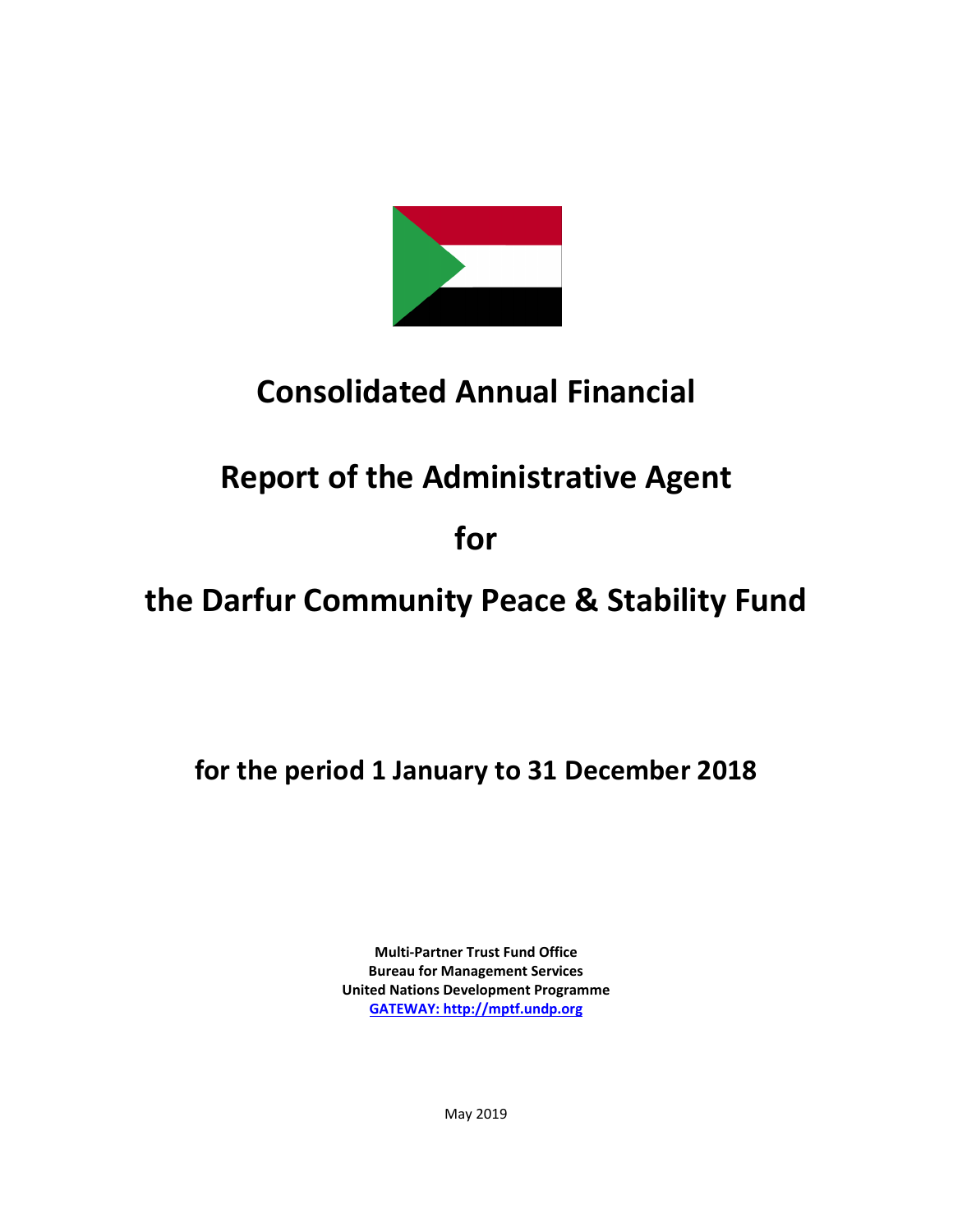# Consolidated Annual Financial

# Report of the Administrative Agent

# for

# the Darfur Community Peace & Stability Fund

## for the period 1 January to 31 December 2018

**Multi-Partner Trust Fund Office**
**Bureau for Management Services**
**United Nations Development Programme**
**GATEWAY: http://mptf.undp.org**

May 2019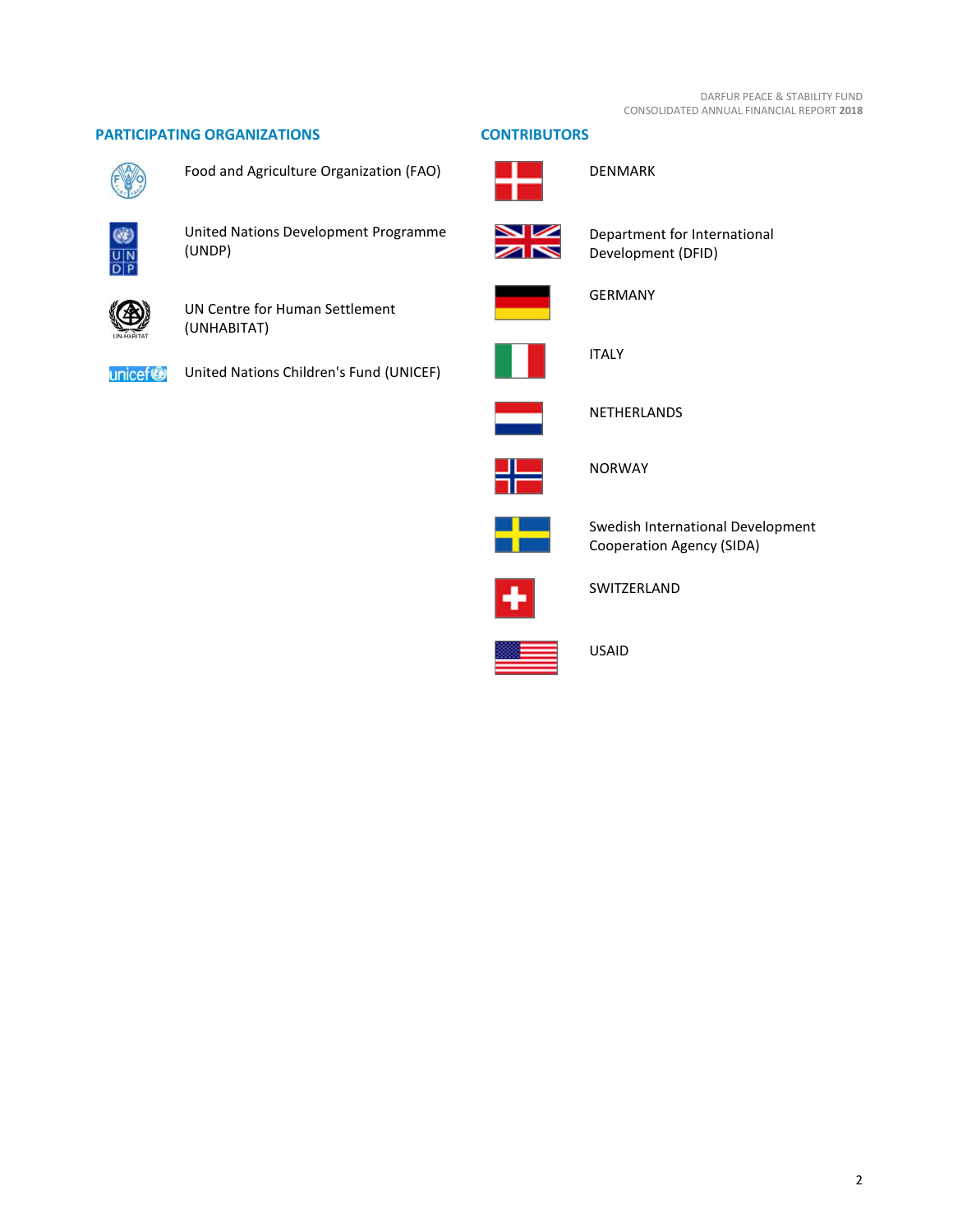## PARTICIPATING ORGANIZATIONS

Food and Agriculture Organization (FAO)

United Nations Development Programme (UNDP)

UN Centre for Human Settlement (UNHABITAT)

United Nations Children's Fund (UNICEF)

## CONTRIBUTORS

DENMARK

Department for International Development (DFID)

GERMANY

ITALY

NETHERLANDS

NORWAY

Swedish International Development Cooperation Agency (SIDA)

SWITZERLAND

USAID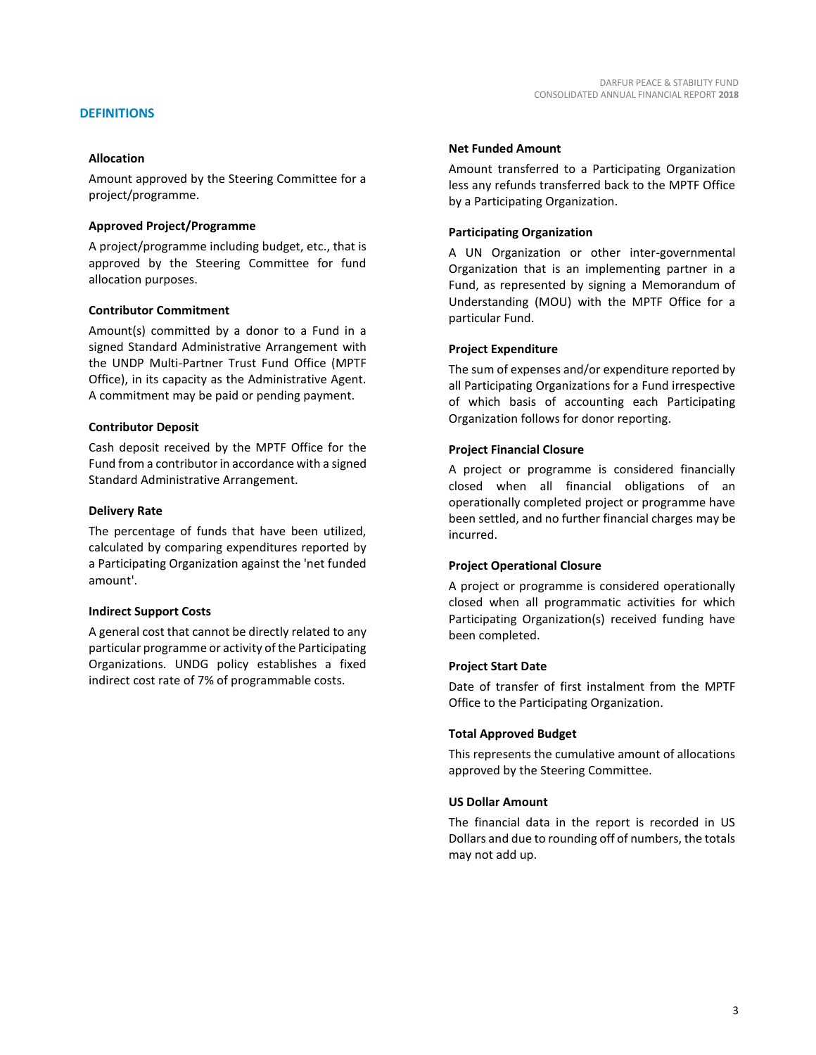## DEFINITIONS

### Allocation

Amount approved by the Steering Committee for a project/programme.

### Approved Project/Programme

A project/programme including budget, etc., that is approved by the Steering Committee for fund allocation purposes.

### Contributor Commitment

Amount(s) committed by a donor to a Fund in a signed Standard Administrative Arrangement with the UNDP Multi-Partner Trust Fund Office (MPTF Office), in its capacity as the Administrative Agent. A commitment may be paid or pending payment.

### Contributor Deposit

Cash deposit received by the MPTF Office for the Fund from a contributor in accordance with a signed Standard Administrative Arrangement.

### Delivery Rate

The percentage of funds that have been utilized, calculated by comparing expenditures reported by a Participating Organization against the 'net funded amount'.

### Indirect Support Costs

A general cost that cannot be directly related to any particular programme or activity of the Participating Organizations. UNDG policy establishes a fixed indirect cost rate of 7% of programmable costs.

### Net Funded Amount

Amount transferred to a Participating Organization less any refunds transferred back to the MPTF Office by a Participating Organization.

### Participating Organization

A UN Organization or other inter-governmental Organization that is an implementing partner in a Fund, as represented by signing a Memorandum of Understanding (MOU) with the MPTF Office for a particular Fund.

### Project Expenditure

The sum of expenses and/or expenditure reported by all Participating Organizations for a Fund irrespective of which basis of accounting each Participating Organization follows for donor reporting.

### Project Financial Closure

A project or programme is considered financially closed when all financial obligations of an operationally completed project or programme have been settled, and no further financial charges may be incurred.

### Project Operational Closure

A project or programme is considered operationally closed when all programmatic activities for which Participating Organization(s) received funding have been completed.

### Project Start Date

Date of transfer of first instalment from the MPTF Office to the Participating Organization.

### Total Approved Budget

This represents the cumulative amount of allocations approved by the Steering Committee.

### US Dollar Amount

The financial data in the report is recorded in US Dollars and due to rounding off of numbers, the totals may not add up.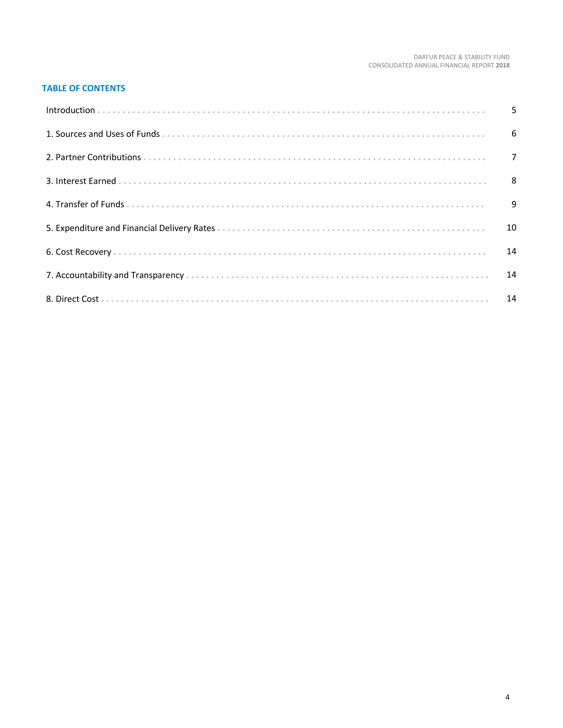## TABLE OF CONTENTS

| | |
|---|---|
| Introduction | 5 |
| 1. Sources and Uses of Funds | 6 |
| 2. Partner Contributions | 7 |
| 3. Interest Earned | 8 |
| 4. Transfer of Funds | 9 |
| 5. Expenditure and Financial Delivery Rates | 10 |
| 6. Cost Recovery | 14 |
| 7. Accountability and Transparency | 14 |
| 8. Direct Cost | 14 |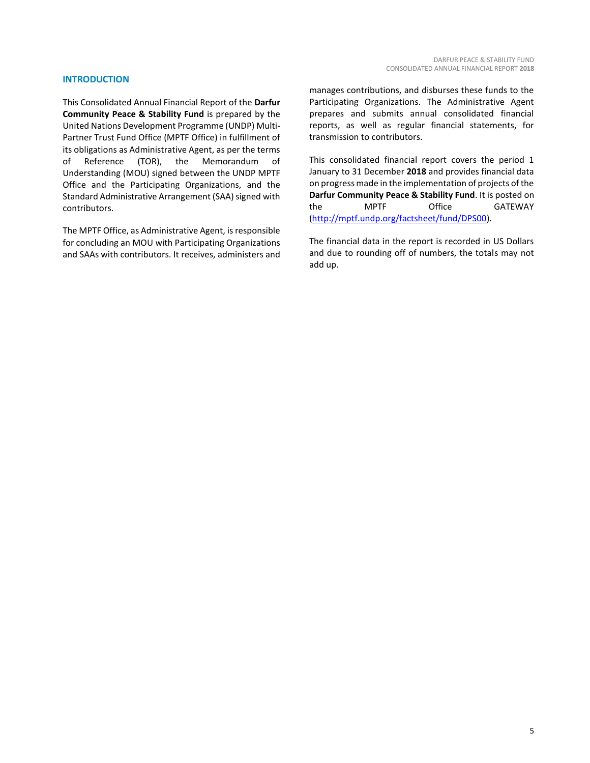## INTRODUCTION

This Consolidated Annual Financial Report of the **Darfur Community Peace & Stability Fund** is prepared by the United Nations Development Programme (UNDP) Multi-Partner Trust Fund Office (MPTF Office) in fulfillment of its obligations as Administrative Agent, as per the terms of Reference (TOR), the Memorandum of Understanding (MOU) signed between the UNDP MPTF Office and the Participating Organizations, and the Standard Administrative Arrangement (SAA) signed with contributors.

The MPTF Office, as Administrative Agent, is responsible for concluding an MOU with Participating Organizations and SAAs with contributors. It receives, administers and manages contributions, and disburses these funds to the Participating Organizations. The Administrative Agent prepares and submits annual consolidated financial reports, as well as regular financial statements, for transmission to contributors.

This consolidated financial report covers the period 1 January to 31 December **2018** and provides financial data on progress made in the implementation of projects of the **Darfur Community Peace & Stability Fund**. It is posted on the MPTF Office GATEWAY (http://mptf.undp.org/factsheet/fund/DPS00).

The financial data in the report is recorded in US Dollars and due to rounding off of numbers, the totals may not add up.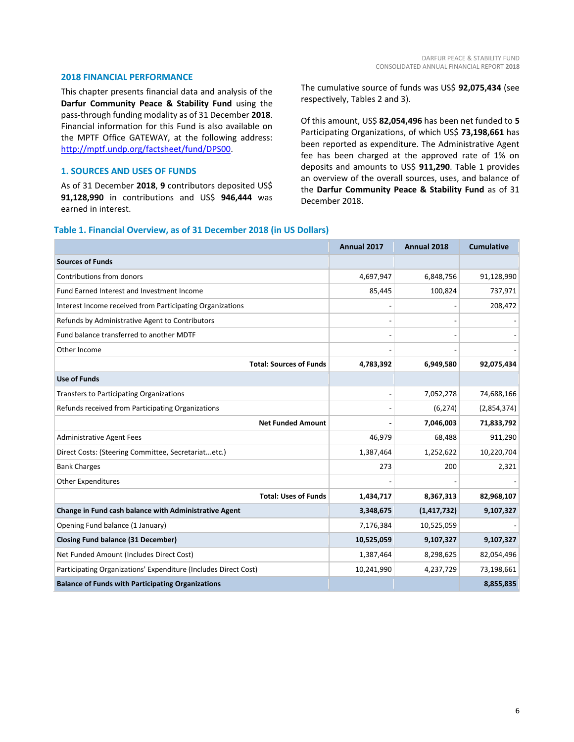## 2018 FINANCIAL PERFORMANCE

This chapter presents financial data and analysis of the **Darfur Community Peace & Stability Fund** using the pass-through funding modality as of 31 December **2018**. Financial information for this Fund is also available on the MPTF Office GATEWAY, at the following address: http://mptf.undp.org/factsheet/fund/DPS00.

### 1. SOURCES AND USES OF FUNDS

As of 31 December **2018**, **9** contributors deposited US$ **91,128,990** in contributions and US$ **946,444** was earned in interest.

The cumulative source of funds was US$ **92,075,434** (see respectively, Tables 2 and 3).

Of this amount, US$ **82,054,496** has been net funded to **5** Participating Organizations, of which US$ **73,198,661** has been reported as expenditure. The Administrative Agent fee has been charged at the approved rate of 1% on deposits and amounts to US$ **911,290**. Table 1 provides an overview of the overall sources, uses, and balance of the **Darfur Community Peace & Stability Fund** as of 31 December 2018.

**Table 1. Financial Overview, as of 31 December 2018 (in US Dollars)**

| | Annual 2017 | Annual 2018 | Cumulative |
|---|---|---|---|
| **Sources of Funds** | | | |
| Contributions from donors | 4,697,947 | 6,848,756 | 91,128,990 |
| Fund Earned Interest and Investment Income | 85,445 | 100,824 | 737,971 |
| Interest Income received from Participating Organizations | - | - | 208,472 |
| Refunds by Administrative Agent to Contributors | - | - | - |
| Fund balance transferred to another MDTF | - | - | - |
| Other Income | - | - | - |
| **Total: Sources of Funds** | **4,783,392** | **6,949,580** | **92,075,434** |
| **Use of Funds** | | | |
| Transfers to Participating Organizations | - | 7,052,278 | 74,688,166 |
| Refunds received from Participating Organizations | - | (6,274) | (2,854,374) |
| **Net Funded Amount** | **-** | **7,046,003** | **71,833,792** |
| Administrative Agent Fees | 46,979 | 68,488 | 911,290 |
| Direct Costs: (Steering Committee, Secretariat...etc.) | 1,387,464 | 1,252,622 | 10,220,704 |
| Bank Charges | 273 | 200 | 2,321 |
| Other Expenditures | - | - | - |
| **Total: Uses of Funds** | **1,434,717** | **8,367,313** | **82,968,107** |
| **Change in Fund cash balance with Administrative Agent** | **3,348,675** | **(1,417,732)** | **9,107,327** |
| Opening Fund balance (1 January) | 7,176,384 | 10,525,059 | - |
| **Closing Fund balance (31 December)** | **10,525,059** | **9,107,327** | **9,107,327** |
| Net Funded Amount (Includes Direct Cost) | 1,387,464 | 8,298,625 | 82,054,496 |
| Participating Organizations' Expenditure (Includes Direct Cost) | 10,241,990 | 4,237,729 | 73,198,661 |
| **Balance of Funds with Participating Organizations** | | | **8,855,835** |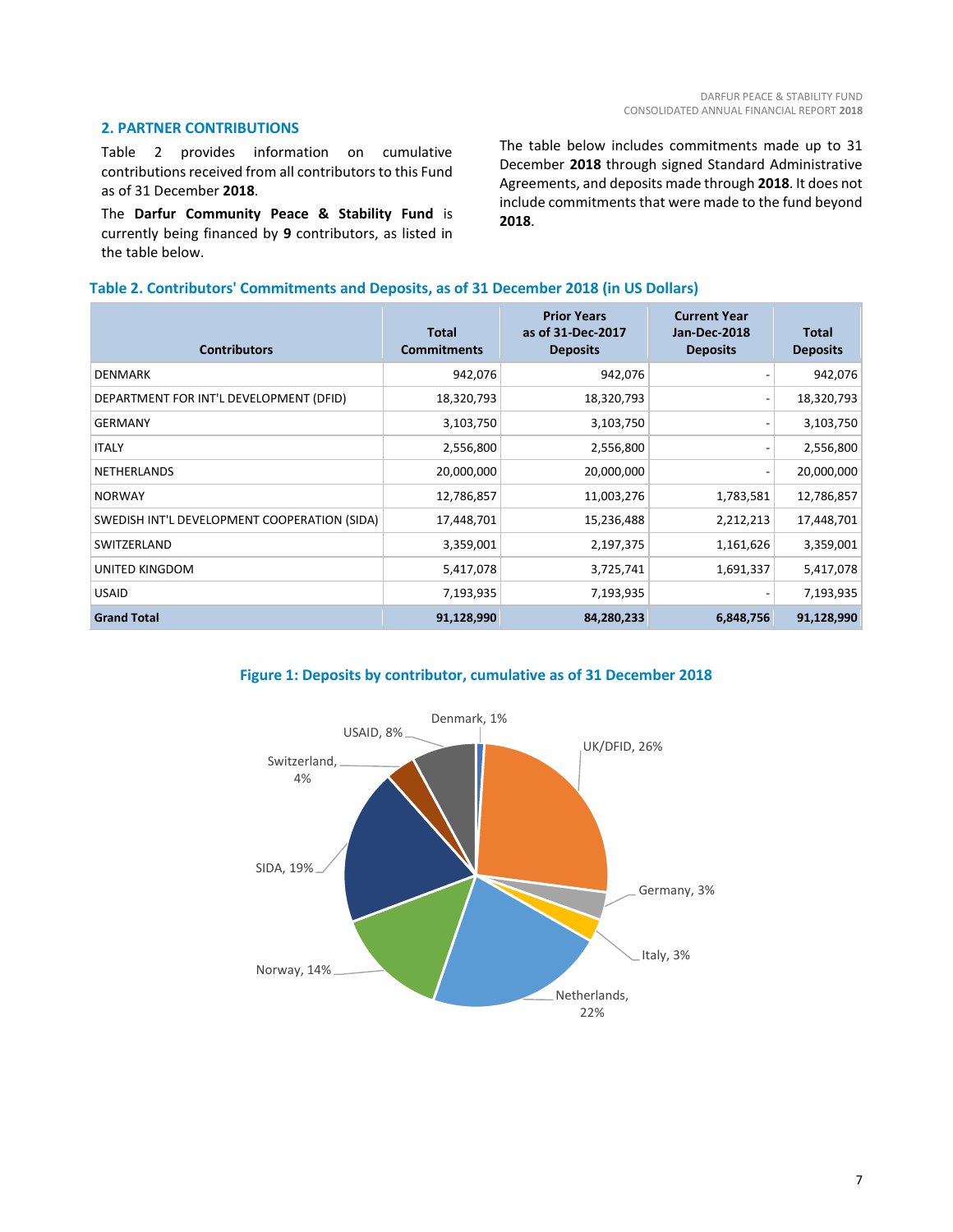## 2. PARTNER CONTRIBUTIONS

Table 2 provides information on cumulative contributions received from all contributors to this Fund as of 31 December **2018**.

The **Darfur Community Peace & Stability Fund** is currently being financed by **9** contributors, as listed in the table below.

The table below includes commitments made up to 31 December **2018** through signed Standard Administrative Agreements, and deposits made through **2018**. It does not include commitments that were made to the fund beyond **2018**.

**Table 2. Contributors' Commitments and Deposits, as of 31 December 2018 (in US Dollars)**

| Contributors | Total Commitments | Prior Years as of 31-Dec-2017 Deposits | Current Year Jan-Dec-2018 Deposits | Total Deposits |
|---|---|---|---|---|
| DENMARK | 942,076 | 942,076 | - | 942,076 |
| DEPARTMENT FOR INT'L DEVELOPMENT (DFID) | 18,320,793 | 18,320,793 | - | 18,320,793 |
| GERMANY | 3,103,750 | 3,103,750 | - | 3,103,750 |
| ITALY | 2,556,800 | 2,556,800 | - | 2,556,800 |
| NETHERLANDS | 20,000,000 | 20,000,000 | - | 20,000,000 |
| NORWAY | 12,786,857 | 11,003,276 | 1,783,581 | 12,786,857 |
| SWEDISH INT'L DEVELOPMENT COOPERATION (SIDA) | 17,448,701 | 15,236,488 | 2,212,213 | 17,448,701 |
| SWITZERLAND | 3,359,001 | 2,197,375 | 1,161,626 | 3,359,001 |
| UNITED KINGDOM | 5,417,078 | 3,725,741 | 1,691,337 | 5,417,078 |
| USAID | 7,193,935 | 7,193,935 | - | 7,193,935 |
| **Grand Total** | **91,128,990** | **84,280,233** | **6,848,756** | **91,128,990** |

**Figure 1: Deposits by contributor, cumulative as of 31 December 2018**

Denmark, 1%; UK/DFID, 26%; Germany, 3%; Italy, 3%; Netherlands, 22%; Norway, 14%; SIDA, 19%; Switzerland, 4%; USAID, 8%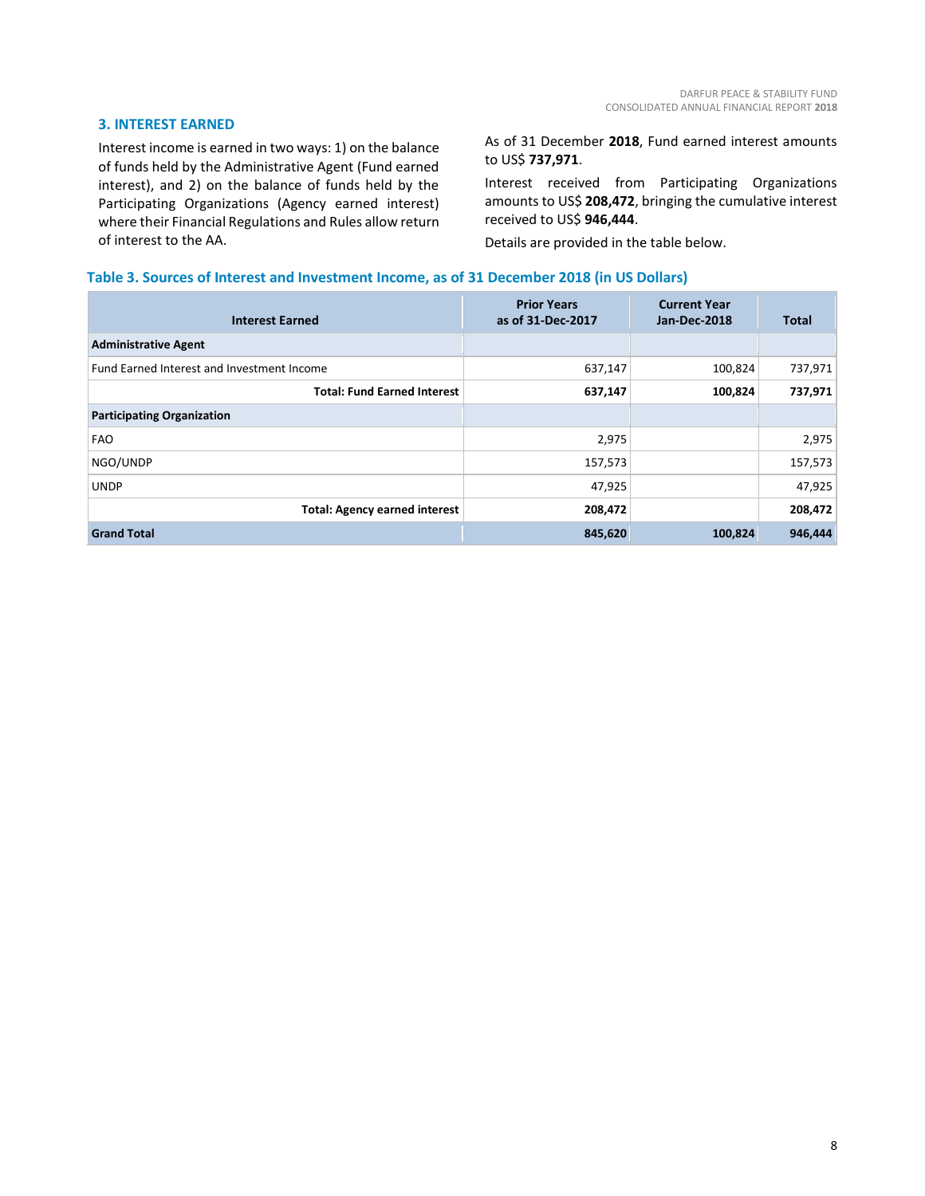## 3. INTEREST EARNED

Interest income is earned in two ways: 1) on the balance of funds held by the Administrative Agent (Fund earned interest), and 2) on the balance of funds held by the Participating Organizations (Agency earned interest) where their Financial Regulations and Rules allow return of interest to the AA.

As of 31 December **2018**, Fund earned interest amounts to US$ **737,971**.

Interest received from Participating Organizations amounts to US$ **208,472**, bringing the cumulative interest received to US$ **946,444**.

Details are provided in the table below.

### Table 3. Sources of Interest and Investment Income, as of 31 December 2018 (in US Dollars)

| Interest Earned | Prior Years as of 31-Dec-2017 | Current Year Jan-Dec-2018 | Total |
|---|---:|---:|---:|
| **Administrative Agent** | | | |
| Fund Earned Interest and Investment Income | 637,147 | 100,824 | 737,971 |
| **Total: Fund Earned Interest** | **637,147** | **100,824** | **737,971** |
| **Participating Organization** | | | |
| FAO | 2,975 | | 2,975 |
| NGO/UNDP | 157,573 | | 157,573 |
| UNDP | 47,925 | | 47,925 |
| **Total: Agency earned interest** | **208,472** | | **208,472** |
| **Grand Total** | **845,620** | **100,824** | **946,444** |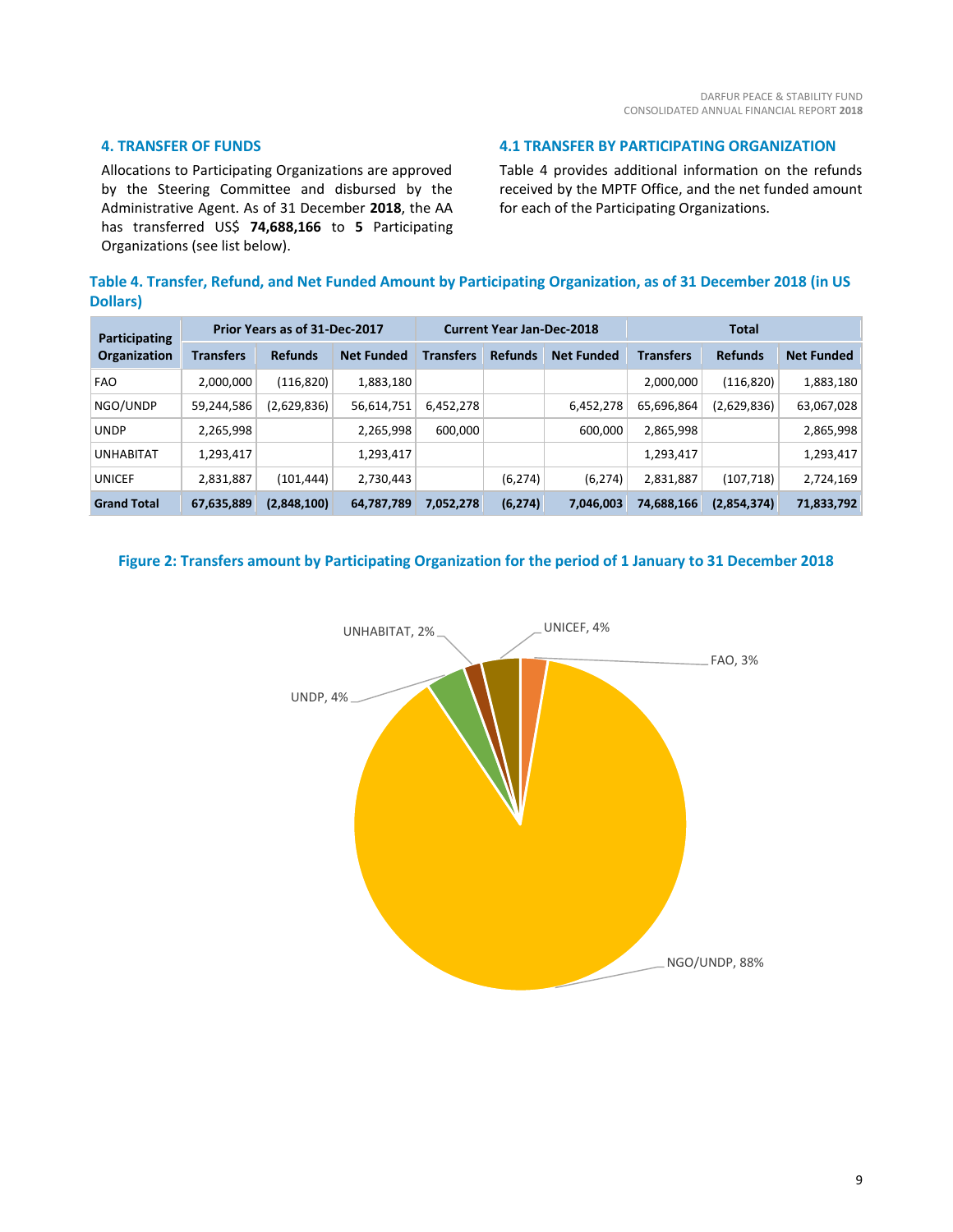## 4. TRANSFER OF FUNDS

Allocations to Participating Organizations are approved by the Steering Committee and disbursed by the Administrative Agent. As of 31 December **2018**, the AA has transferred US$ **74,688,166** to **5** Participating Organizations (see list below).

### 4.1 TRANSFER BY PARTICIPATING ORGANIZATION

Table 4 provides additional information on the refunds received by the MPTF Office, and the net funded amount for each of the Participating Organizations.

**Table 4. Transfer, Refund, and Net Funded Amount by Participating Organization, as of 31 December 2018 (in US Dollars)**

| Participating Organization | Prior Years as of 31-Dec-2017 | | | Current Year Jan-Dec-2018 | | | Total | | |
|---|---|---|---|---|---|---|---|---|---|
| | Transfers | Refunds | Net Funded | Transfers | Refunds | Net Funded | Transfers | Refunds | Net Funded |
| FAO | 2,000,000 | (116,820) | 1,883,180 | | | | 2,000,000 | (116,820) | 1,883,180 |
| NGO/UNDP | 59,244,586 | (2,629,836) | 56,614,751 | 6,452,278 | | 6,452,278 | 65,696,864 | (2,629,836) | 63,067,028 |
| UNDP | 2,265,998 | | 2,265,998 | 600,000 | | 600,000 | 2,865,998 | | 2,865,998 |
| UNHABITAT | 1,293,417 | | 1,293,417 | | | | 1,293,417 | | 1,293,417 |
| UNICEF | 2,831,887 | (101,444) | 2,730,443 | | (6,274) | (6,274) | 2,831,887 | (107,718) | 2,724,169 |
| **Grand Total** | **67,635,889** | **(2,848,100)** | **64,787,789** | **7,052,278** | **(6,274)** | **7,046,003** | **74,688,166** | **(2,854,374)** | **71,833,792** |

**Figure 2: Transfers amount by Participating Organization for the period of 1 January to 31 December 2018**

UNHABITAT, 2%; UNICEF, 4%; FAO, 3%; UNDP, 4%; NGO/UNDP, 88%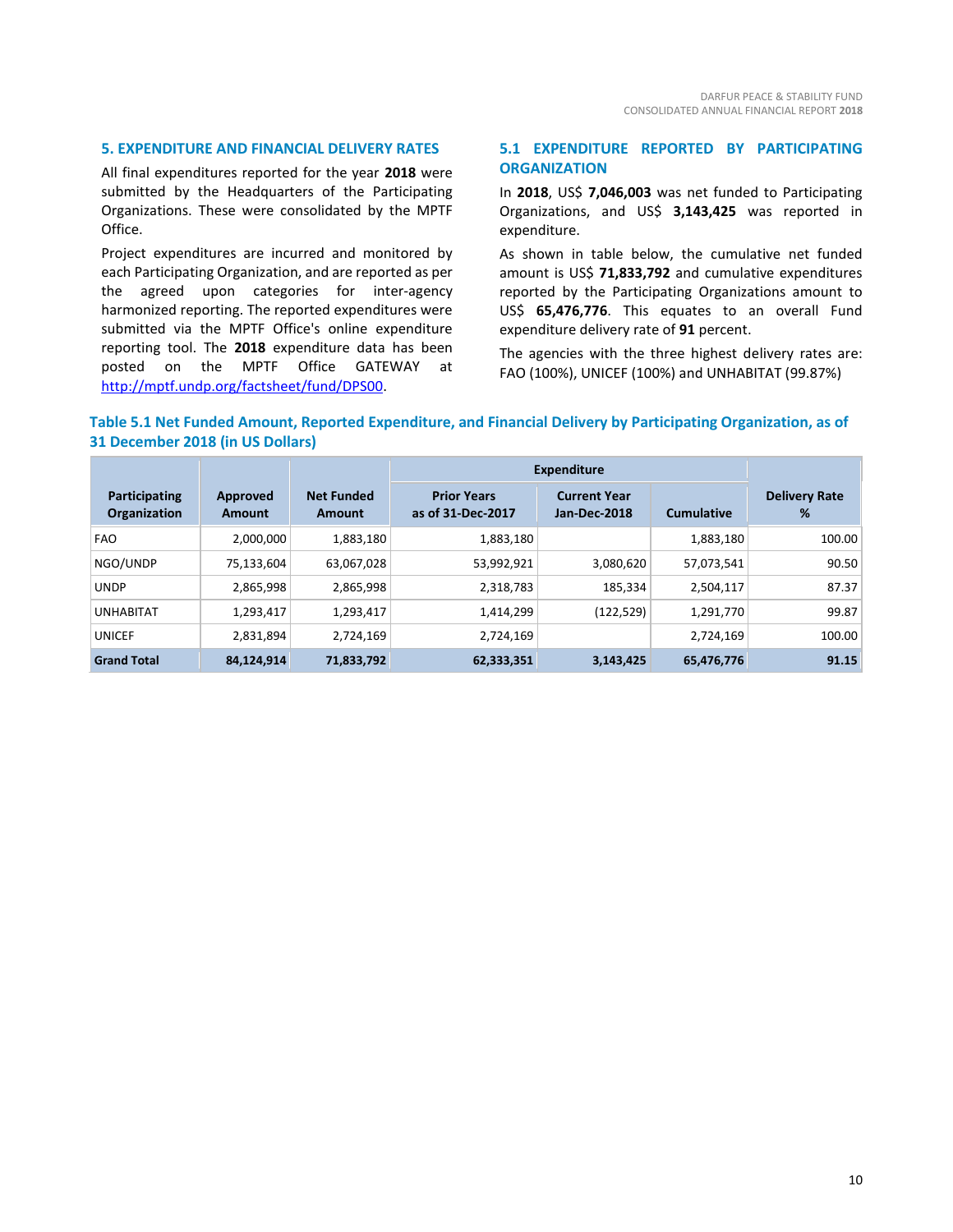## 5. EXPENDITURE AND FINANCIAL DELIVERY RATES

All final expenditures reported for the year **2018** were submitted by the Headquarters of the Participating Organizations. These were consolidated by the MPTF Office.

Project expenditures are incurred and monitored by each Participating Organization, and are reported as per the agreed upon categories for inter-agency harmonized reporting. The reported expenditures were submitted via the MPTF Office's online expenditure reporting tool. The **2018** expenditure data has been posted on the MPTF Office GATEWAY at [http://mptf.undp.org/factsheet/fund/DPS00](http://mptf.undp.org/factsheet/fund/DPS00).

### 5.1 EXPENDITURE REPORTED BY PARTICIPATING ORGANIZATION

In **2018**, US$ **7,046,003** was net funded to Participating Organizations, and US$ **3,143,425** was reported in expenditure.

As shown in table below, the cumulative net funded amount is US$ **71,833,792** and cumulative expenditures reported by the Participating Organizations amount to US$ **65,476,776**. This equates to an overall Fund expenditure delivery rate of **91** percent.

The agencies with the three highest delivery rates are: FAO (100%), UNICEF (100%) and UNHABITAT (99.87%)

**Table 5.1 Net Funded Amount, Reported Expenditure, and Financial Delivery by Participating Organization, as of 31 December 2018 (in US Dollars)**

| Participating Organization | Approved Amount | Net Funded Amount | Expenditure | | | Delivery Rate % |
|---|---|---|---|---|---|---|
| | | | Prior Years as of 31-Dec-2017 | Current Year Jan-Dec-2018 | Cumulative | |
| FAO | 2,000,000 | 1,883,180 | 1,883,180 | | 1,883,180 | 100.00 |
| NGO/UNDP | 75,133,604 | 63,067,028 | 53,992,921 | 3,080,620 | 57,073,541 | 90.50 |
| UNDP | 2,865,998 | 2,865,998 | 2,318,783 | 185,334 | 2,504,117 | 87.37 |
| UNHABITAT | 1,293,417 | 1,293,417 | 1,414,299 | (122,529) | 1,291,770 | 99.87 |
| UNICEF | 2,831,894 | 2,724,169 | 2,724,169 | | 2,724,169 | 100.00 |
| **Grand Total** | **84,124,914** | **71,833,792** | **62,333,351** | **3,143,425** | **65,476,776** | **91.15** |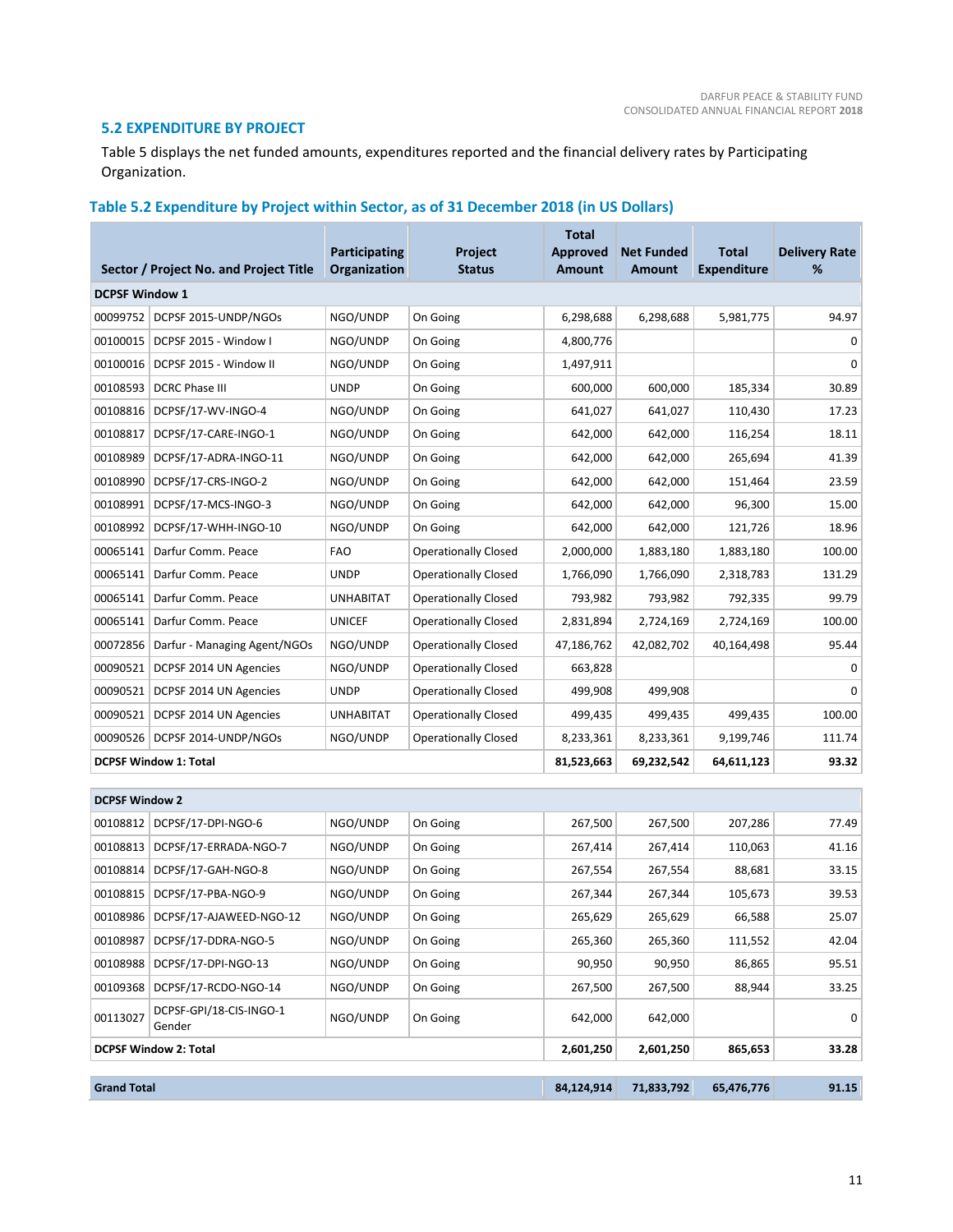### 5.2 EXPENDITURE BY PROJECT

Table 5 displays the net funded amounts, expenditures reported and the financial delivery rates by Participating Organization.

#### Table 5.2 Expenditure by Project within Sector, as of 31 December 2018 (in US Dollars)

| Sector / Project No. and Project Title | | Participating Organization | Project Status | Total Approved Amount | Net Funded Amount | Total Expenditure | Delivery Rate % |
|---|---|---|---|---|---|---|---|
| **DCPSF Window 1** | | | | | | | |
| 00099752 | DCPSF 2015-UNDP/NGOs | NGO/UNDP | On Going | 6,298,688 | 6,298,688 | 5,981,775 | 94.97 |
| 00100015 | DCPSF 2015 - Window I | NGO/UNDP | On Going | 4,800,776 | | | 0 |
| 00100016 | DCPSF 2015 - Window II | NGO/UNDP | On Going | 1,497,911 | | | 0 |
| 00108593 | DCRC Phase III | UNDP | On Going | 600,000 | 600,000 | 185,334 | 30.89 |
| 00108816 | DCPSF/17-WV-INGO-4 | NGO/UNDP | On Going | 641,027 | 641,027 | 110,430 | 17.23 |
| 00108817 | DCPSF/17-CARE-INGO-1 | NGO/UNDP | On Going | 642,000 | 642,000 | 116,254 | 18.11 |
| 00108989 | DCPSF/17-ADRA-INGO-11 | NGO/UNDP | On Going | 642,000 | 642,000 | 265,694 | 41.39 |
| 00108990 | DCPSF/17-CRS-INGO-2 | NGO/UNDP | On Going | 642,000 | 642,000 | 151,464 | 23.59 |
| 00108991 | DCPSF/17-MCS-INGO-3 | NGO/UNDP | On Going | 642,000 | 642,000 | 96,300 | 15.00 |
| 00108992 | DCPSF/17-WHH-INGO-10 | NGO/UNDP | On Going | 642,000 | 642,000 | 121,726 | 18.96 |
| 00065141 | Darfur Comm. Peace | FAO | Operationally Closed | 2,000,000 | 1,883,180 | 1,883,180 | 100.00 |
| 00065141 | Darfur Comm. Peace | UNDP | Operationally Closed | 1,766,090 | 1,766,090 | 2,318,783 | 131.29 |
| 00065141 | Darfur Comm. Peace | UNHABITAT | Operationally Closed | 793,982 | 793,982 | 792,335 | 99.79 |
| 00065141 | Darfur Comm. Peace | UNICEF | Operationally Closed | 2,831,894 | 2,724,169 | 2,724,169 | 100.00 |
| 00072856 | Darfur - Managing Agent/NGOs | NGO/UNDP | Operationally Closed | 47,186,762 | 42,082,702 | 40,164,498 | 95.44 |
| 00090521 | DCPSF 2014 UN Agencies | NGO/UNDP | Operationally Closed | 663,828 | | | 0 |
| 00090521 | DCPSF 2014 UN Agencies | UNDP | Operationally Closed | 499,908 | 499,908 | | 0 |
| 00090521 | DCPSF 2014 UN Agencies | UNHABITAT | Operationally Closed | 499,435 | 499,435 | 499,435 | 100.00 |
| 00090526 | DCPSF 2014-UNDP/NGOs | NGO/UNDP | Operationally Closed | 8,233,361 | 8,233,361 | 9,199,746 | 111.74 |
| **DCPSF Window 1: Total** | | | | **81,523,663** | **69,232,542** | **64,611,123** | **93.32** |
| **DCPSF Window 2** | | | | | | | |
| 00108812 | DCPSF/17-DPI-NGO-6 | NGO/UNDP | On Going | 267,500 | 267,500 | 207,286 | 77.49 |
| 00108813 | DCPSF/17-ERRADA-NGO-7 | NGO/UNDP | On Going | 267,414 | 267,414 | 110,063 | 41.16 |
| 00108814 | DCPSF/17-GAH-NGO-8 | NGO/UNDP | On Going | 267,554 | 267,554 | 88,681 | 33.15 |
| 00108815 | DCPSF/17-PBA-NGO-9 | NGO/UNDP | On Going | 267,344 | 267,344 | 105,673 | 39.53 |
| 00108986 | DCPSF/17-AJAWEED-NGO-12 | NGO/UNDP | On Going | 265,629 | 265,629 | 66,588 | 25.07 |
| 00108987 | DCPSF/17-DDRA-NGO-5 | NGO/UNDP | On Going | 265,360 | 265,360 | 111,552 | 42.04 |
| 00108988 | DCPSF/17-DPI-NGO-13 | NGO/UNDP | On Going | 90,950 | 90,950 | 86,865 | 95.51 |
| 00109368 | DCPSF/17-RCDO-NGO-14 | NGO/UNDP | On Going | 267,500 | 267,500 | 88,944 | 33.25 |
| 00113027 | DCPSF-GPI/18-CIS-INGO-1 Gender | NGO/UNDP | On Going | 642,000 | 642,000 | | 0 |
| **DCPSF Window 2: Total** | | | | **2,601,250** | **2,601,250** | **865,653** | **33.28** |
| **Grand Total** | | | | **84,124,914** | **71,833,792** | **65,476,776** | **91.15** |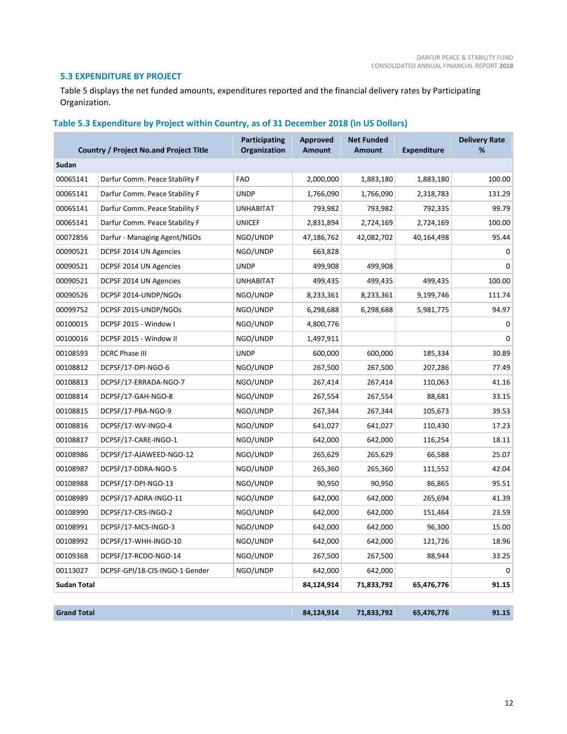### 5.3 EXPENDITURE BY PROJECT

Table 5 displays the net funded amounts, expenditures reported and the financial delivery rates by Participating Organization.

**Table 5.3 Expenditure by Project within Country, as of 31 December 2018 (in US Dollars)**

| Country / Project No.and Project Title | | Participating Organization | Approved Amount | Net Funded Amount | Expenditure | Delivery Rate % |
|---|---|---|---|---|---|---|
| **Sudan** | | | | | | |
| 00065141 | Darfur Comm. Peace Stability F | FAO | 2,000,000 | 1,883,180 | 1,883,180 | 100.00 |
| 00065141 | Darfur Comm. Peace Stability F | UNDP | 1,766,090 | 1,766,090 | 2,318,783 | 131.29 |
| 00065141 | Darfur Comm. Peace Stability F | UNHABITAT | 793,982 | 793,982 | 792,335 | 99.79 |
| 00065141 | Darfur Comm. Peace Stability F | UNICEF | 2,831,894 | 2,724,169 | 2,724,169 | 100.00 |
| 00072856 | Darfur - Managing Agent/NGOs | NGO/UNDP | 47,186,762 | 42,082,702 | 40,164,498 | 95.44 |
| 00090521 | DCPSF 2014 UN Agencies | NGO/UNDP | 663,828 | | | 0 |
| 00090521 | DCPSF 2014 UN Agencies | UNDP | 499,908 | 499,908 | | 0 |
| 00090521 | DCPSF 2014 UN Agencies | UNHABITAT | 499,435 | 499,435 | 499,435 | 100.00 |
| 00090526 | DCPSF 2014-UNDP/NGOs | NGO/UNDP | 8,233,361 | 8,233,361 | 9,199,746 | 111.74 |
| 00099752 | DCPSF 2015-UNDP/NGOs | NGO/UNDP | 6,298,688 | 6,298,688 | 5,981,775 | 94.97 |
| 00100015 | DCPSF 2015 - Window I | NGO/UNDP | 4,800,776 | | | 0 |
| 00100016 | DCPSF 2015 - Window II | NGO/UNDP | 1,497,911 | | | 0 |
| 00108593 | DCRC Phase III | UNDP | 600,000 | 600,000 | 185,334 | 30.89 |
| 00108812 | DCPSF/17-DPI-NGO-6 | NGO/UNDP | 267,500 | 267,500 | 207,286 | 77.49 |
| 00108813 | DCPSF/17-ERRADA-NGO-7 | NGO/UNDP | 267,414 | 267,414 | 110,063 | 41.16 |
| 00108814 | DCPSF/17-GAH-NGO-8 | NGO/UNDP | 267,554 | 267,554 | 88,681 | 33.15 |
| 00108815 | DCPSF/17-PBA-NGO-9 | NGO/UNDP | 267,344 | 267,344 | 105,673 | 39.53 |
| 00108816 | DCPSF/17-WV-INGO-4 | NGO/UNDP | 641,027 | 641,027 | 110,430 | 17.23 |
| 00108817 | DCPSF/17-CARE-INGO-1 | NGO/UNDP | 642,000 | 642,000 | 116,254 | 18.11 |
| 00108986 | DCPSF/17-AJAWEED-NGO-12 | NGO/UNDP | 265,629 | 265,629 | 66,588 | 25.07 |
| 00108987 | DCPSF/17-DDRA-NGO-5 | NGO/UNDP | 265,360 | 265,360 | 111,552 | 42.04 |
| 00108988 | DCPSF/17-DPI-NGO-13 | NGO/UNDP | 90,950 | 90,950 | 86,865 | 95.51 |
| 00108989 | DCPSF/17-ADRA-INGO-11 | NGO/UNDP | 642,000 | 642,000 | 265,694 | 41.39 |
| 00108990 | DCPSF/17-CRS-INGO-2 | NGO/UNDP | 642,000 | 642,000 | 151,464 | 23.59 |
| 00108991 | DCPSF/17-MCS-INGO-3 | NGO/UNDP | 642,000 | 642,000 | 96,300 | 15.00 |
| 00108992 | DCPSF/17-WHH-INGO-10 | NGO/UNDP | 642,000 | 642,000 | 121,726 | 18.96 |
| 00109368 | DCPSF/17-RCDO-NGO-14 | NGO/UNDP | 267,500 | 267,500 | 88,944 | 33.25 |
| 00113027 | DCPSF-GPI/18-CIS-INGO-1 Gender | NGO/UNDP | 642,000 | 642,000 | | 0 |
| **Sudan Total** | | | **84,124,914** | **71,833,792** | **65,476,776** | **91.15** |
| **Grand Total** | | | **84,124,914** | **71,833,792** | **65,476,776** | **91.15** |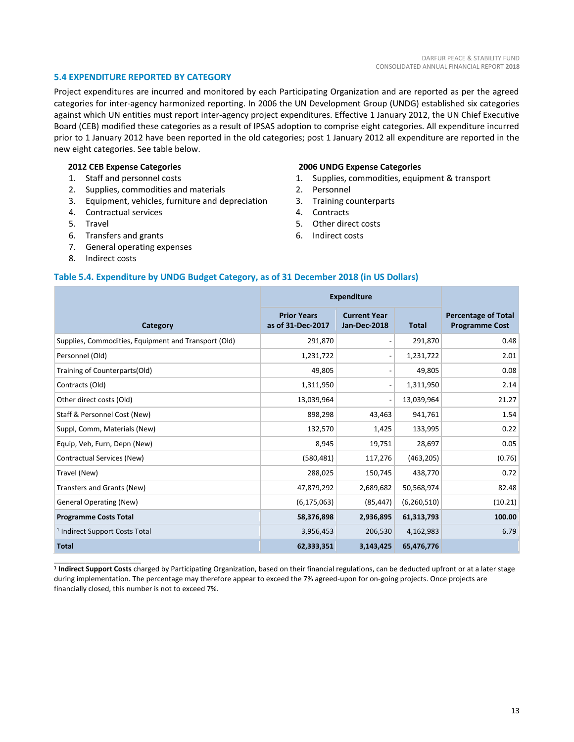## 5.4 EXPENDITURE REPORTED BY CATEGORY

Project expenditures are incurred and monitored by each Participating Organization and are reported as per the agreed categories for inter-agency harmonized reporting. In 2006 the UN Development Group (UNDG) established six categories against which UN entities must report inter-agency project expenditures. Effective 1 January 2012, the UN Chief Executive Board (CEB) modified these categories as a result of IPSAS adoption to comprise eight categories. All expenditure incurred prior to 1 January 2012 have been reported in the old categories; post 1 January 2012 all expenditure are reported in the new eight categories. See table below.

**2012 CEB Expense Categories**

1. Staff and personnel costs
2. Supplies, commodities and materials
3. Equipment, vehicles, furniture and depreciation
4. Contractual services
5. Travel
6. Transfers and grants
7. General operating expenses
8. Indirect costs

**2006 UNDG Expense Categories**

1. Supplies, commodities, equipment & transport
2. Personnel
3. Training counterparts
4. Contracts
5. Other direct costs
6. Indirect costs

### Table 5.4. Expenditure by UNDG Budget Category, as of 31 December 2018 (in US Dollars)

| Category | Expenditure | | | Percentage of Total Programme Cost |
|---|---|---|---|---|
| | Prior Years as of 31-Dec-2017 | Current Year Jan-Dec-2018 | Total | |
| Supplies, Commodities, Equipment and Transport (Old) | 291,870 | - | 291,870 | 0.48 |
| Personnel (Old) | 1,231,722 | - | 1,231,722 | 2.01 |
| Training of Counterparts(Old) | 49,805 | - | 49,805 | 0.08 |
| Contracts (Old) | 1,311,950 | - | 1,311,950 | 2.14 |
| Other direct costs (Old) | 13,039,964 | - | 13,039,964 | 21.27 |
| Staff & Personnel Cost (New) | 898,298 | 43,463 | 941,761 | 1.54 |
| Suppl, Comm, Materials (New) | 132,570 | 1,425 | 133,995 | 0.22 |
| Equip, Veh, Furn, Depn (New) | 8,945 | 19,751 | 28,697 | 0.05 |
| Contractual Services (New) | (580,481) | 117,276 | (463,205) | (0.76) |
| Travel (New) | 288,025 | 150,745 | 438,770 | 0.72 |
| Transfers and Grants (New) | 47,879,292 | 2,689,682 | 50,568,974 | 82.48 |
| General Operating (New) | (6,175,063) | (85,447) | (6,260,510) | (10.21) |
| **Programme Costs Total** | **58,376,898** | **2,936,895** | **61,313,793** | **100.00** |
| [1] Indirect Support Costs Total | 3,956,453 | 206,530 | 4,162,983 | 6.79 |
| **Total** | **62,333,351** | **3,143,425** | **65,476,776** | |

[1] **Indirect Support Costs** charged by Participating Organization, based on their financial regulations, can be deducted upfront or at a later stage during implementation. The percentage may therefore appear to exceed the 7% agreed-upon for on-going projects. Once projects are financially closed, this number is not to exceed 7%.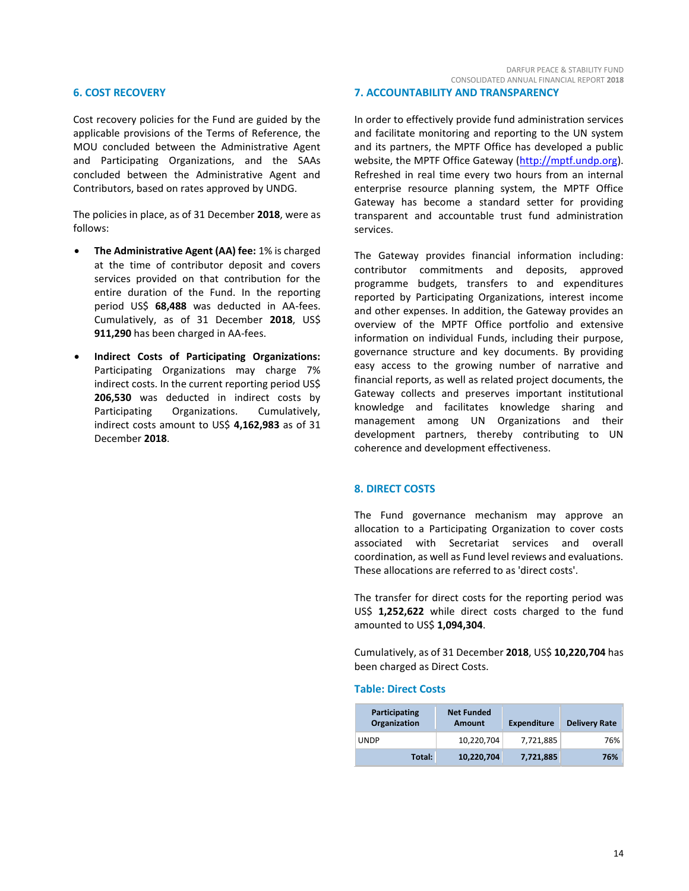## 6. COST RECOVERY

Cost recovery policies for the Fund are guided by the applicable provisions of the Terms of Reference, the MOU concluded between the Administrative Agent and Participating Organizations, and the SAAs concluded between the Administrative Agent and Contributors, based on rates approved by UNDG.

The policies in place, as of 31 December **2018**, were as follows:

- **The Administrative Agent (AA) fee:** 1% is charged at the time of contributor deposit and covers services provided on that contribution for the entire duration of the Fund. In the reporting period US$ **68,488** was deducted in AA-fees. Cumulatively, as of 31 December **2018**, US$ **911,290** has been charged in AA-fees.
- **Indirect Costs of Participating Organizations:** Participating Organizations may charge 7% indirect costs. In the current reporting period US$ **206,530** was deducted in indirect costs by Participating Organizations. Cumulatively, indirect costs amount to US$ **4,162,983** as of 31 December **2018**.

## 7. ACCOUNTABILITY AND TRANSPARENCY

In order to effectively provide fund administration services and facilitate monitoring and reporting to the UN system and its partners, the MPTF Office has developed a public website, the MPTF Office Gateway (http://mptf.undp.org). Refreshed in real time every two hours from an internal enterprise resource planning system, the MPTF Office Gateway has become a standard setter for providing transparent and accountable trust fund administration services.

The Gateway provides financial information including: contributor commitments and deposits, approved programme budgets, transfers to and expenditures reported by Participating Organizations, interest income and other expenses. In addition, the Gateway provides an overview of the MPTF Office portfolio and extensive information on individual Funds, including their purpose, governance structure and key documents. By providing easy access to the growing number of narrative and financial reports, as well as related project documents, the Gateway collects and preserves important institutional knowledge and facilitates knowledge sharing and management among UN Organizations and their development partners, thereby contributing to UN coherence and development effectiveness.

## 8. DIRECT COSTS

The Fund governance mechanism may approve an allocation to a Participating Organization to cover costs associated with Secretariat services and overall coordination, as well as Fund level reviews and evaluations. These allocations are referred to as 'direct costs'.

The transfer for direct costs for the reporting period was US$ **1,252,622** while direct costs charged to the fund amounted to US$ **1,094,304**.

Cumulatively, as of 31 December **2018**, US$ **10,220,704** has been charged as Direct Costs.

### Table: Direct Costs

| Participating Organization | Net Funded Amount | Expenditure | Delivery Rate |
|---|---|---|---|
| UNDP | 10,220,704 | 7,721,885 | 76% |
| **Total:** | **10,220,704** | **7,721,885** | **76%** |